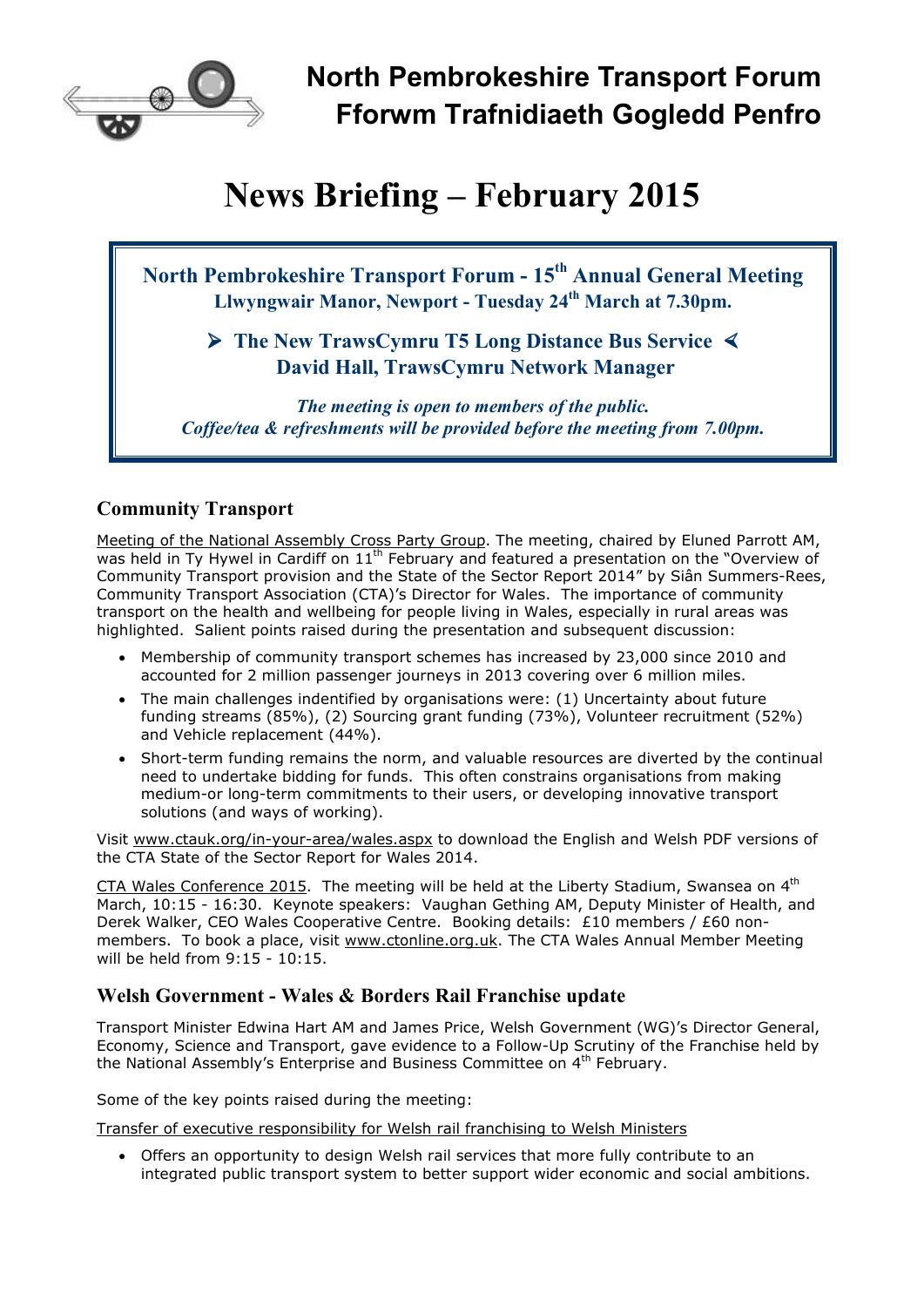# North Pembrokeshire Transport Forum
# Fforwm Trafnidiaeth Gogledd Penfro

# News Briefing – February 2015

**North Pembrokeshire Transport Forum - 15th Annual General Meeting**
**Llwyngwair Manor, Newport - Tuesday 24th March at 7.30pm.**

➤ **The New TrawsCymru T5 Long Distance Bus Service** ➤
**David Hall, TrawsCymru Network Manager**

***The meeting is open to members of the public.***
***Coffee/tea & refreshments will be provided before the meeting from 7.00pm.***

## Community Transport

Meeting of the National Assembly Cross Party Group. The meeting, chaired by Eluned Parrott AM, was held in Ty Hywel in Cardiff on 11th February and featured a presentation on the "Overview of Community Transport provision and the State of the Sector Report 2014" by Siân Summers-Rees, Community Transport Association (CTA)'s Director for Wales. The importance of community transport on the health and wellbeing for people living in Wales, especially in rural areas was highlighted. Salient points raised during the presentation and subsequent discussion:

- Membership of community transport schemes has increased by 23,000 since 2010 and accounted for 2 million passenger journeys in 2013 covering over 6 million miles.
- The main challenges indentified by organisations were: (1) Uncertainty about future funding streams (85%), (2) Sourcing grant funding (73%), Volunteer recruitment (52%) and Vehicle replacement (44%).
- Short-term funding remains the norm, and valuable resources are diverted by the continual need to undertake bidding for funds. This often constrains organisations from making medium-or long-term commitments to their users, or developing innovative transport solutions (and ways of working).

Visit www.ctauk.org/in-your-area/wales.aspx to download the English and Welsh PDF versions of the CTA State of the Sector Report for Wales 2014.

CTA Wales Conference 2015. The meeting will be held at the Liberty Stadium, Swansea on 4th March, 10:15 - 16:30. Keynote speakers: Vaughan Gething AM, Deputy Minister of Health, and Derek Walker, CEO Wales Cooperative Centre. Booking details: £10 members / £60 non-members. To book a place, visit www.ctonline.org.uk. The CTA Wales Annual Member Meeting will be held from 9:15 - 10:15.

## Welsh Government - Wales & Borders Rail Franchise update

Transport Minister Edwina Hart AM and James Price, Welsh Government (WG)'s Director General, Economy, Science and Transport, gave evidence to a Follow-Up Scrutiny of the Franchise held by the National Assembly's Enterprise and Business Committee on 4th February.

Some of the key points raised during the meeting:

Transfer of executive responsibility for Welsh rail franchising to Welsh Ministers

- Offers an opportunity to design Welsh rail services that more fully contribute to an integrated public transport system to better support wider economic and social ambitions.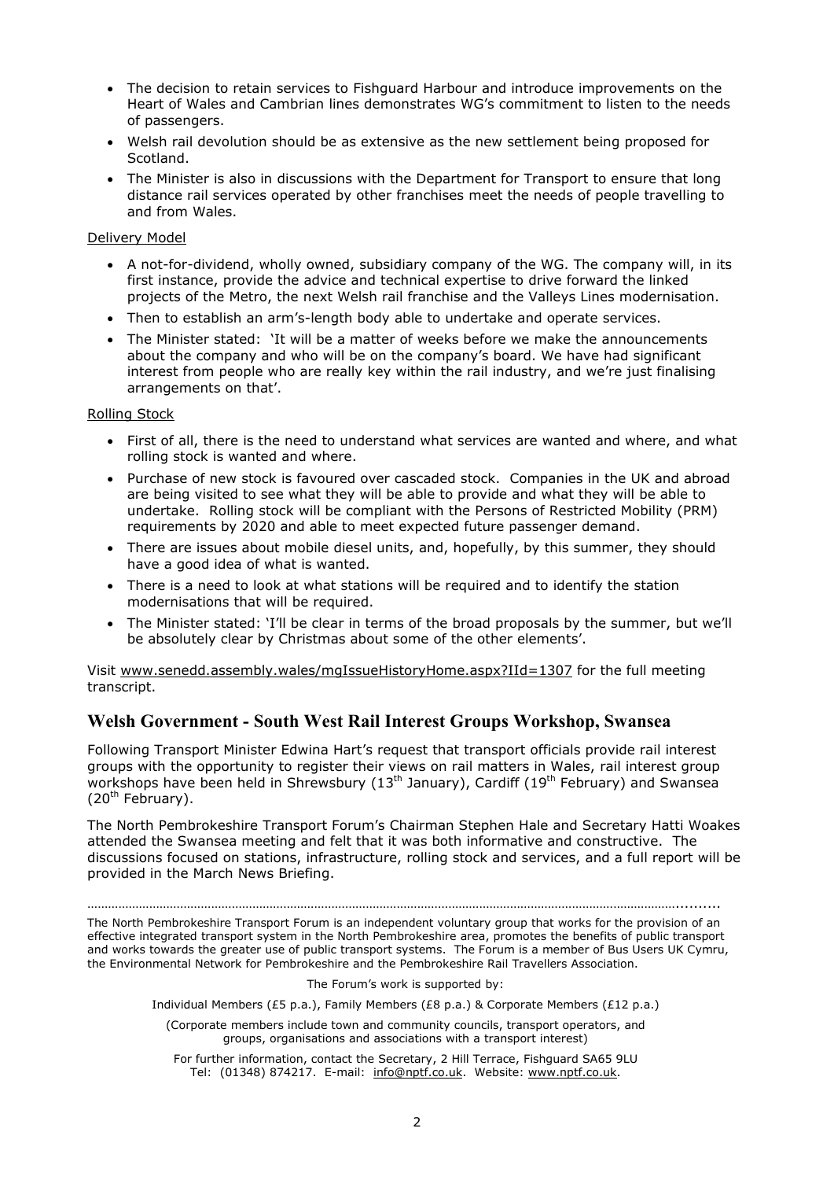- The decision to retain services to Fishguard Harbour and introduce improvements on the Heart of Wales and Cambrian lines demonstrates WG's commitment to listen to the needs of passengers.
- Welsh rail devolution should be as extensive as the new settlement being proposed for Scotland.
- The Minister is also in discussions with the Department for Transport to ensure that long distance rail services operated by other franchises meet the needs of people travelling to and from Wales.

Delivery Model

- A not-for-dividend, wholly owned, subsidiary company of the WG. The company will, in its first instance, provide the advice and technical expertise to drive forward the linked projects of the Metro, the next Welsh rail franchise and the Valleys Lines modernisation.
- Then to establish an arm's-length body able to undertake and operate services.
- The Minister stated: 'It will be a matter of weeks before we make the announcements about the company and who will be on the company's board. We have had significant interest from people who are really key within the rail industry, and we're just finalising arrangements on that'.

Rolling Stock

- First of all, there is the need to understand what services are wanted and where, and what rolling stock is wanted and where.
- Purchase of new stock is favoured over cascaded stock. Companies in the UK and abroad are being visited to see what they will be able to provide and what they will be able to undertake. Rolling stock will be compliant with the Persons of Restricted Mobility (PRM) requirements by 2020 and able to meet expected future passenger demand.
- There are issues about mobile diesel units, and, hopefully, by this summer, they should have a good idea of what is wanted.
- There is a need to look at what stations will be required and to identify the station modernisations that will be required.
- The Minister stated: 'I'll be clear in terms of the broad proposals by the summer, but we'll be absolutely clear by Christmas about some of the other elements'.

Visit www.senedd.assembly.wales/mgIssueHistoryHome.aspx?IId=1307 for the full meeting transcript.

## Welsh Government - South West Rail Interest Groups Workshop, Swansea

Following Transport Minister Edwina Hart's request that transport officials provide rail interest groups with the opportunity to register their views on rail matters in Wales, rail interest group workshops have been held in Shrewsbury (13th January), Cardiff (19th February) and Swansea (20th February).

The North Pembrokeshire Transport Forum's Chairman Stephen Hale and Secretary Hatti Woakes attended the Swansea meeting and felt that it was both informative and constructive. The discussions focused on stations, infrastructure, rolling stock and services, and a full report will be provided in the March News Briefing.

……………………………………………………………………………………………………………………………………………………..........

The North Pembrokeshire Transport Forum is an independent voluntary group that works for the provision of an effective integrated transport system in the North Pembrokeshire area, promotes the benefits of public transport and works towards the greater use of public transport systems. The Forum is a member of Bus Users UK Cymru, the Environmental Network for Pembrokeshire and the Pembrokeshire Rail Travellers Association.

The Forum's work is supported by:

Individual Members (£5 p.a.), Family Members (£8 p.a.) & Corporate Members (£12 p.a.)

(Corporate members include town and community councils, transport operators, and groups, organisations and associations with a transport interest)

For further information, contact the Secretary, 2 Hill Terrace, Fishguard SA65 9LU
Tel: (01348) 874217. E-mail: info@nptf.co.uk. Website: www.nptf.co.uk.